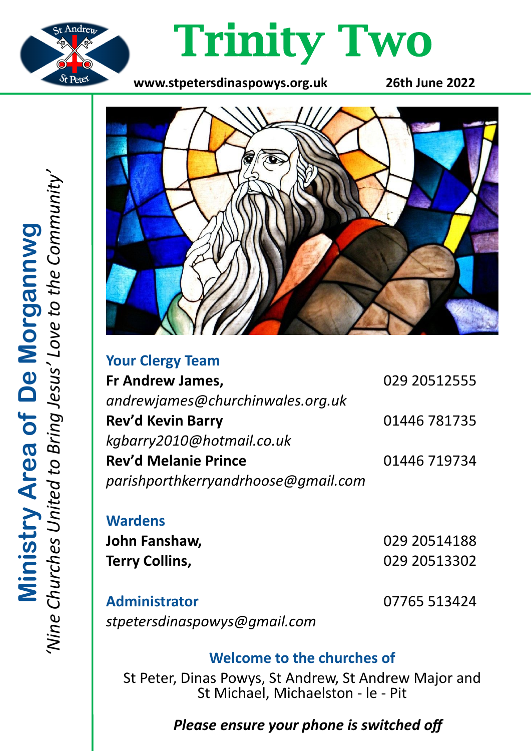# Trinity Two

**www.stpetersdinaspowys.org.uk** **26th June 2022**

**Ministry Area of De Morgannwg**
*'Nine Churches United to Bring Jesus' Love to the Community'*

## Your Clergy Team

**Fr Andrew James,** 029 20512555
*andrewjames@churchinwales.org.uk*

**Rev'd Kevin Barry** 01446 781735
*kgbarry2010@hotmail.co.uk*

**Rev'd Melanie Prince** 01446 719734
*parishporthkerryandrhoose@gmail.com*

## Wardens

**John Fanshaw,** 029 20514188
**Terry Collins,** 029 20513302

## Administrator

07765 513424
*stpetersdinaspowys@gmail.com*

### Welcome to the churches of

St Peter, Dinas Powys, St Andrew, St Andrew Major and St Michael, Michaelston - le - Pit

***Please ensure your phone is switched off***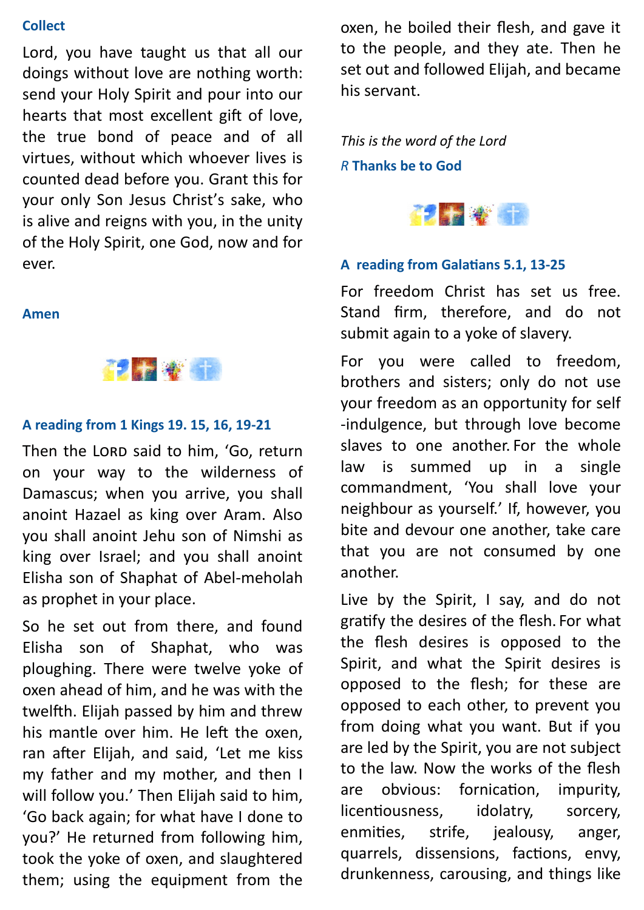**Collect**

Lord, you have taught us that all our doings without love are nothing worth: send your Holy Spirit and pour into our hearts that most excellent gift of love, the true bond of peace and of all virtues, without which whoever lives is counted dead before you. Grant this for your only Son Jesus Christ's sake, who is alive and reigns with you, in the unity of the Holy Spirit, one God, now and for ever.

**Amen**

**A reading from 1 Kings 19. 15, 16, 19-21**

Then the LORD said to him, 'Go, return on your way to the wilderness of Damascus; when you arrive, you shall anoint Hazael as king over Aram. Also you shall anoint Jehu son of Nimshi as king over Israel; and you shall anoint Elisha son of Shaphat of Abel-meholah as prophet in your place.

So he set out from there, and found Elisha son of Shaphat, who was ploughing. There were twelve yoke of oxen ahead of him, and he was with the twelfth. Elijah passed by him and threw his mantle over him. He left the oxen, ran after Elijah, and said, 'Let me kiss my father and my mother, and then I will follow you.' Then Elijah said to him, 'Go back again; for what have I done to you?' He returned from following him, took the yoke of oxen, and slaughtered them; using the equipment from the oxen, he boiled their flesh, and gave it to the people, and they ate. Then he set out and followed Elijah, and became his servant.

*This is the word of the Lord*

*R* **Thanks be to God**

**A reading from Galatians 5.1, 13-25**

For freedom Christ has set us free. Stand firm, therefore, and do not submit again to a yoke of slavery.

For you were called to freedom, brothers and sisters; only do not use your freedom as an opportunity for self-indulgence, but through love become slaves to one another. For the whole law is summed up in a single commandment, 'You shall love your neighbour as yourself.' If, however, you bite and devour one another, take care that you are not consumed by one another.

Live by the Spirit, I say, and do not gratify the desires of the flesh. For what the flesh desires is opposed to the Spirit, and what the Spirit desires is opposed to the flesh; for these are opposed to each other, to prevent you from doing what you want. But if you are led by the Spirit, you are not subject to the law. Now the works of the flesh are obvious: fornication, impurity, licentiousness, idolatry, sorcery, enmities, strife, jealousy, anger, quarrels, dissensions, factions, envy, drunkenness, carousing, and things like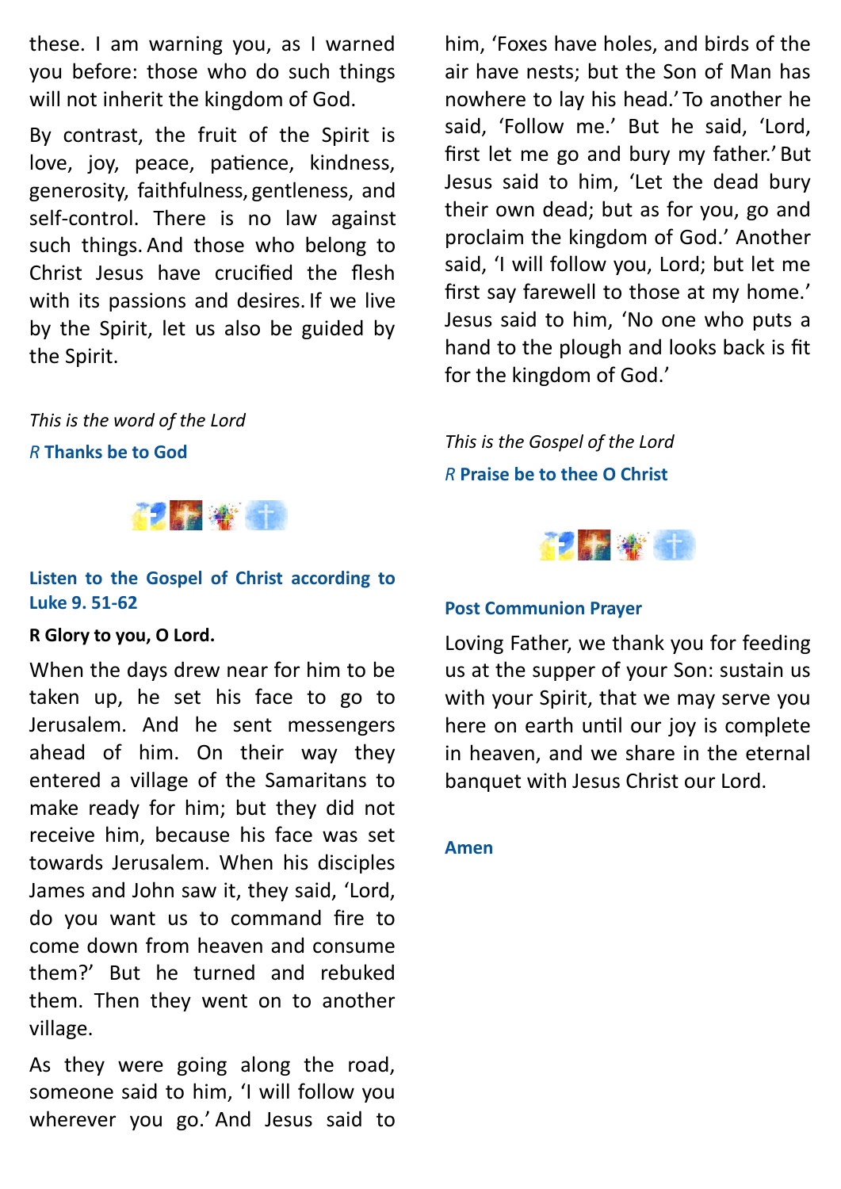these. I am warning you, as I warned you before: those who do such things will not inherit the kingdom of God.

By contrast, the fruit of the Spirit is love, joy, peace, patience, kindness, generosity, faithfulness, gentleness, and self-control. There is no law against such things. And those who belong to Christ Jesus have crucified the flesh with its passions and desires. If we live by the Spirit, let us also be guided by the Spirit.

*This is the word of the Lord*

*R* **Thanks be to God**

**Listen to the Gospel of Christ according to Luke 9. 51-62**

**R Glory to you, O Lord.**

When the days drew near for him to be taken up, he set his face to go to Jerusalem. And he sent messengers ahead of him. On their way they entered a village of the Samaritans to make ready for him; but they did not receive him, because his face was set towards Jerusalem. When his disciples James and John saw it, they said, 'Lord, do you want us to command fire to come down from heaven and consume them?' But he turned and rebuked them. Then they went on to another village.

As they were going along the road, someone said to him, 'I will follow you wherever you go.' And Jesus said to him, 'Foxes have holes, and birds of the air have nests; but the Son of Man has nowhere to lay his head.' To another he said, 'Follow me.' But he said, 'Lord, first let me go and bury my father.' But Jesus said to him, 'Let the dead bury their own dead; but as for you, go and proclaim the kingdom of God.' Another said, 'I will follow you, Lord; but let me first say farewell to those at my home.' Jesus said to him, 'No one who puts a hand to the plough and looks back is fit for the kingdom of God.'

*This is the Gospel of the Lord*

*R* **Praise be to thee O Christ**

**Post Communion Prayer**

Loving Father, we thank you for feeding us at the supper of your Son: sustain us with your Spirit, that we may serve you here on earth until our joy is complete in heaven, and we share in the eternal banquet with Jesus Christ our Lord.

**Amen**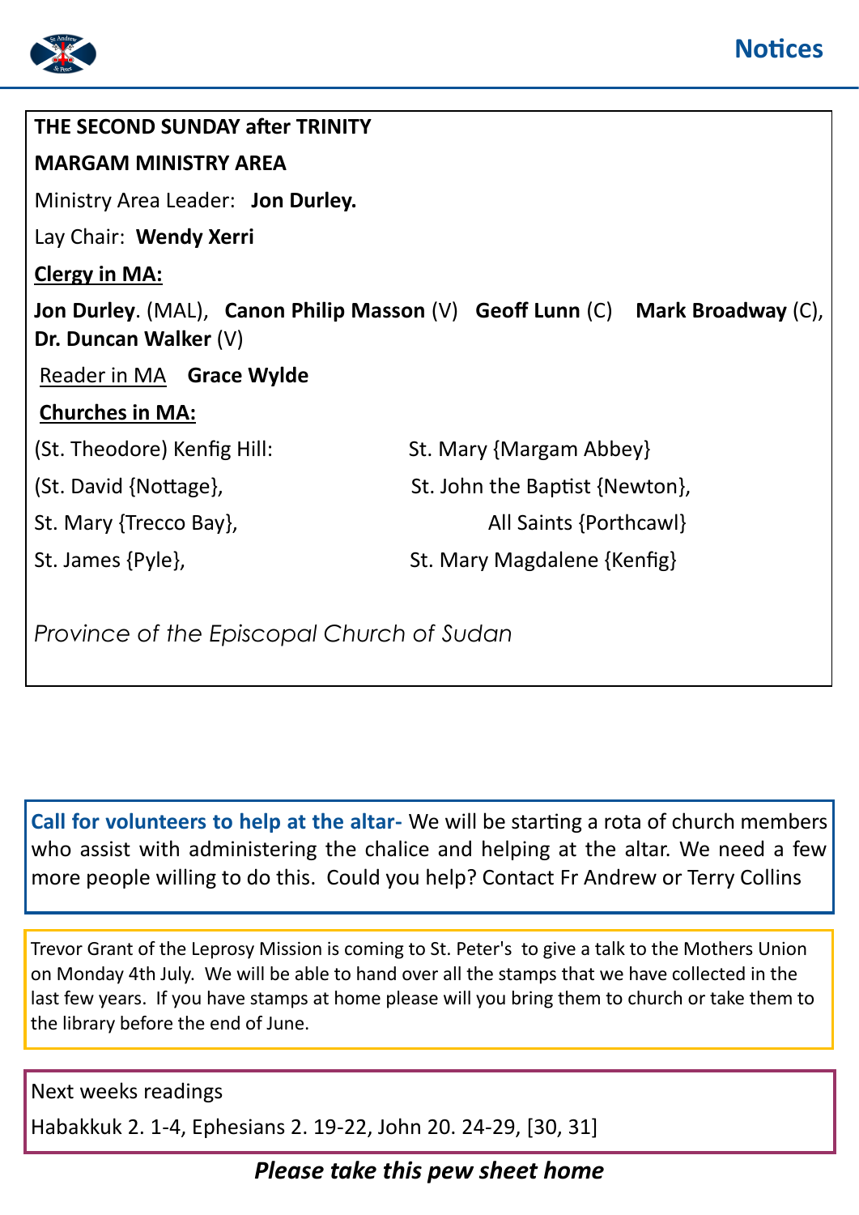# Notices

**THE SECOND SUNDAY after TRINITY**

**MARGAM MINISTRY AREA**

Ministry Area Leader: **Jon Durley.**

Lay Chair: **Wendy Xerri**

**Clergy in MA:**

**Jon Durley**. (MAL), **Canon Philip Masson** (V) **Geoff Lunn** (C) **Mark Broadway** (C), **Dr. Duncan Walker** (V)

Reader in MA **Grace Wylde**

**Churches in MA:**

(St. Theodore) Kenfig Hill:
(St. David {Nottage},
St. Mary {Trecco Bay},
St. James {Pyle},
St. Mary {Margam Abbey}
St. John the Baptist {Newton},
All Saints {Porthcawl}
St. Mary Magdalene {Kenfig}

*Province of the Episcopal Church of Sudan*

**Call for volunteers to help at the altar-** We will be starting a rota of church members who assist with administering the chalice and helping at the altar. We need a few more people willing to do this. Could you help? Contact Fr Andrew or Terry Collins

Trevor Grant of the Leprosy Mission is coming to St. Peter's to give a talk to the Mothers Union on Monday 4th July. We will be able to hand over all the stamps that we have collected in the last few years. If you have stamps at home please will you bring them to church or take them to the library before the end of June.

Next weeks readings

Habakkuk 2. 1-4, Ephesians 2. 19-22, John 20. 24-29, [30, 31]

***Please take this pew sheet home***